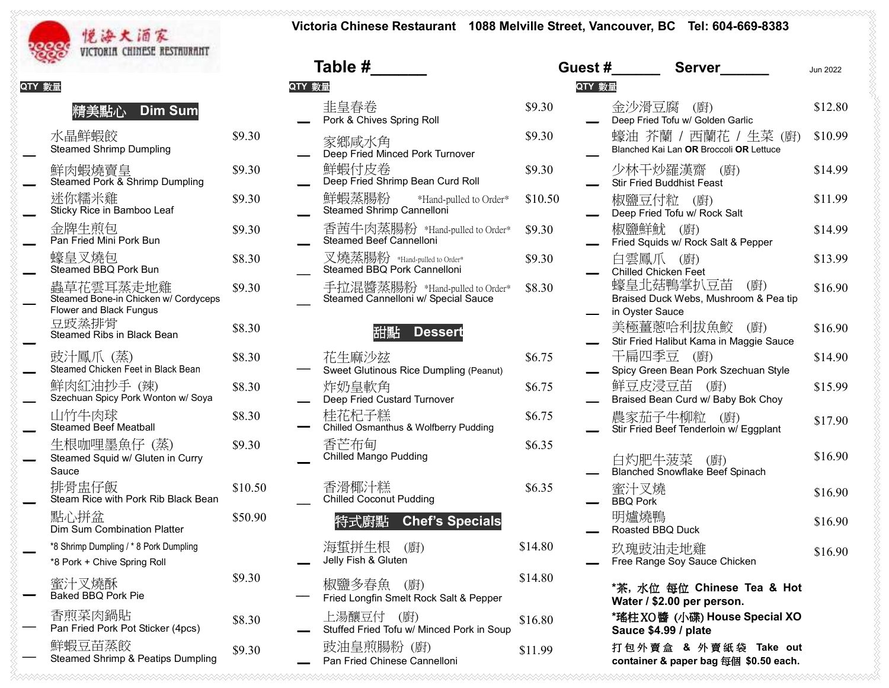# 悅海大酒家 VICTORIA CHINESE RESTAURANT

**Victoria Chinese Restaurant 1088 Melville Street, Vancouver, BC Tel: 604-669-8383**

Table #______ Guest #______ Server______ Jun 2022

## 精美點心 Dim Sum

| QTY 數量 | Item | Price |
|---|---|---|
| ___ | 水晶鮮蝦餃 Steamed Shrimp Dumpling | $9.30 |
| ___ | 鮮肉蝦燒賣皇 Steamed Pork & Shrimp Dumpling | $9.30 |
| ___ | 迷你糯米雞 Sticky Rice in Bamboo Leaf | $9.30 |
| ___ | 金牌生煎包 Pan Fried Mini Pork Bun | $9.30 |
| ___ | 蠔皇叉燒包 Steamed BBQ Pork Bun | $8.30 |
| ___ | 蟲草花雲耳蒸走地雞 Steamed Bone-in Chicken w/ Cordyceps Flower and Black Fungus | $9.30 |
| ___ | 豆豉蒸排骨 Steamed Ribs in Black Bean | $8.30 |
| ___ | 豉汁鳳爪 (蒸) Steamed Chicken Feet in Black Bean | $8.30 |
| ___ | 鮮肉紅油抄手 (辣) Szechuan Spicy Pork Wonton w/ Soya | $8.30 |
| ___ | 山竹牛肉球 Steamed Beef Meatball | $8.30 |
| ___ | 生根咖喱墨魚仔 (蒸) Steamed Squid w/ Gluten in Curry Sauce | $9.30 |
| ___ | 排骨盅仔飯 Steam Rice with Pork Rib Black Bean | $10.50 |
| ___ | 點心拼盆 Dim Sum Combination Platter *8 Shrimp Dumpling / * 8 Pork Dumpling *8 Pork + Chive Spring Roll | $50.90 |
| ___ | 蜜汁叉燒酥 Baked BBQ Pork Pie | $9.30 |
| ___ | 香煎菜肉鍋貼 Pan Fried Pork Pot Sticker (4pcs) | $8.30 |
| ___ | 鮮蝦豆苗蒸餃 Steamed Shrimp & Peatips Dumpling | $9.30 |
| ___ | 韭皇春卷 Pork & Chives Spring Roll | $9.30 |
| ___ | 家鄉咸水角 Deep Fried Minced Pork Turnover | $9.30 |
| ___ | 鮮蝦付皮卷 Deep Fried Shrimp Bean Curd Roll | $9.30 |
| ___ | 鮮蝦蒸腸粉 *Hand-pulled to Order* Steamed Shrimp Cannelloni | $10.50 |
| ___ | 香茜牛肉蒸腸粉 *Hand-pulled to Order* Steamed Beef Cannelloni | $9.30 |
| ___ | 叉燒蒸腸粉 *Hand-pulled to Order* Steamed BBQ Pork Cannelloni | $9.30 |
| ___ | 手拉混醬蒸腸粉 *Hand-pulled to Order* Steamed Cannelloni w/ Special Sauce | $8.30 |

## 甜點 Dessert

| QTY 數量 | Item | Price |
|---|---|---|
| ___ | 花生麻沙兹 Sweet Glutinous Rice Dumpling (Peanut) | $6.75 |
| ___ | 炸奶皇軟角 Deep Fried Custard Turnover | $6.75 |
| ___ | 桂花杞子糕 Chilled Osmanthus & Wolfberry Pudding | $6.75 |
| ___ | 香芒布甸 Chilled Mango Pudding | $6.35 |
| ___ | 香滑椰汁糕 Chilled Coconut Pudding | $6.35 |

## 特式廚點 Chef's Specials

| QTY 數量 | Item | Price |
|---|---|---|
| ___ | 海蜇拼生根 (廚) Jelly Fish & Gluten | $14.80 |
| ___ | 椒鹽多春魚 (廚) Fried Longfin Smelt Rock Salt & Pepper | $14.80 |
| ___ | 上湯釀豆付 (廚) Stuffed Fried Tofu w/ Minced Pork in Soup | $16.80 |
| ___ | 豉油皇煎腸粉 (廚) Pan Fried Chinese Cannelloni | $11.99 |
| ___ | 金沙滑豆腐 (廚) Deep Fried Tofu w/ Golden Garlic | $12.80 |
| ___ | 蠔油 芥蘭 / 西蘭花 / 生菜 (廚) Blanched Kai Lan **OR** Broccoli **OR** Lettuce | $10.99 |
| ___ | 少林干炒羅漢齋 (廚) Stir Fried Buddhist Feast | $14.99 |
| ___ | 椒鹽豆付粒 (廚) Deep Fried Tofu w/ Rock Salt | $11.99 |
| ___ | 椒鹽鮮魷 (廚) Fried Squids w/ Rock Salt & Pepper | $14.99 |
| ___ | 白雲鳳爪 (廚) Chilled Chicken Feet | $13.99 |
| ___ | 蠔皇北菇鴨掌扒豆苗 (廚) Braised Duck Webs, Mushroom & Pea tip in Oyster Sauce | $16.90 |
| ___ | 美極薑蔥哈利拔魚鮫 (廚) Stir Fried Halibut Kama in Maggie Sauce | $16.90 |
| ___ | 干扁四季豆 (廚) Spicy Green Bean Pork Szechuan Style | $14.90 |
| ___ | 鮮豆皮浸豆苗 (廚) Braised Bean Curd w/ Baby Bok Choy | $15.99 |
| ___ | 農家茄子牛柳粒 (廚) Stir Fried Beef Tenderloin w/ Eggplant | $17.90 |
| ___ | 白灼肥牛菠菜 (廚) Blanched Snowflake Beef Spinach | $16.90 |
| ___ | 蜜汁叉燒 BBQ Pork | $16.90 |
| ___ | 明爐燒鴨 Roasted BBQ Duck | $16.90 |
| ___ | 玫瑰豉油走地雞 Free Range Soy Sauce Chicken | $16.90 |

***茶，水位 每位 Chinese Tea & Hot Water / $2.00 per person.**

***瑤柱XO醬 (小碟) House Special XO Sauce $4.99 / plate**

**打包外賣盒 & 外賣紙袋 Take out container & paper bag 每個 $0.50 each.**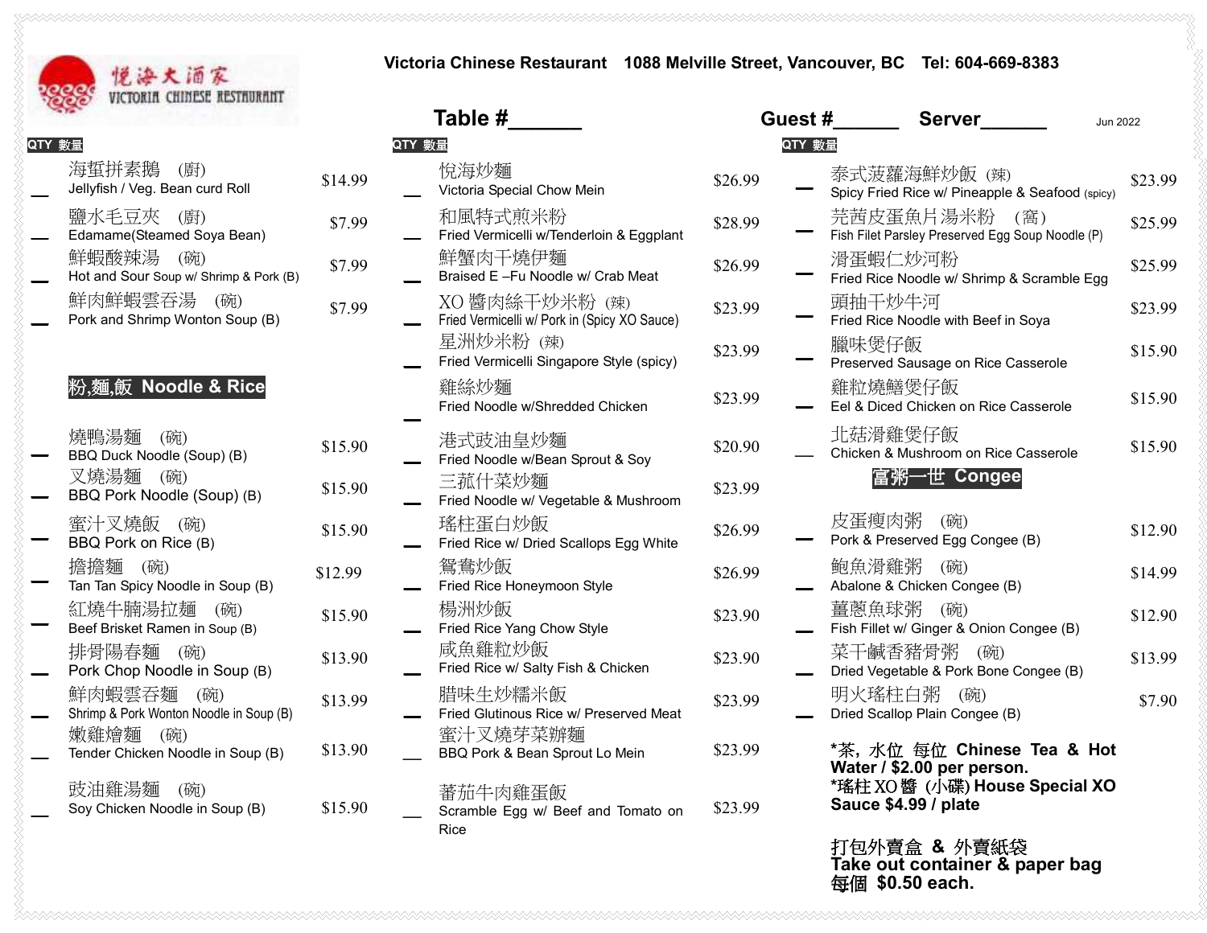悅海大酒家 VICTORIA CHINESE RESTAURANT

**Victoria Chinese Restaurant 1088 Melville Street, Vancouver, BC Tel: 604-669-8383**

**Table #______ Guest #______ Server______**

Jun 2022

| QTY 數量 | | |
|---|---|---|
| ___ | 海蜇拼素鵝 (廚) Jellyfish / Veg. Bean curd Roll | $14.99 |
| ___ | 鹽水毛豆夾 (廚) Edamame(Steamed Soya Bean) | $7.99 |
| ___ | 鮮蝦酸辣湯 (碗) Hot and Sour Soup w/ Shrimp & Pork (B) | $7.99 |
| ___ | 鮮肉鮮蝦雲吞湯 (碗) Pork and Shrimp Wonton Soup (B) | $7.99 |

## 粉,麵,飯 Noodle & Rice

| QTY 數量 | | |
|---|---|---|
| ___ | 燒鴨湯麵 (碗) BBQ Duck Noodle (Soup) (B) | $15.90 |
| ___ | 叉燒湯麵 (碗) BBQ Pork Noodle (Soup) (B) | $15.90 |
| ___ | 蜜汁叉燒飯 (碗) BBQ Pork on Rice (B) | $15.90 |
| ___ | 擔擔麵 (碗) Tan Tan Spicy Noodle in Soup (B) | $12.99 |
| ___ | 紅燒牛腩湯拉麵 (碗) Beef Brisket Ramen in Soup (B) | $15.90 |
| ___ | 排骨陽春麵 (碗) Pork Chop Noodle in Soup (B) | $13.90 |
| ___ | 鮮肉蝦雲吞麵 (碗) Shrimp & Pork Wonton Noodle in Soup (B) | $13.99 |
| ___ | 嫩雞燴麵 (碗) Tender Chicken Noodle in Soup (B) | $13.90 |
| ___ | 豉油雞湯麵 (碗) Soy Chicken Noodle in Soup (B) | $15.90 |

| QTY 數量 | | |
|---|---|---|
| ___ | 悅海炒麵 Victoria Special Chow Mein | $26.99 |
| ___ | 和風特式煎米粉 Fried Vermicelli w/Tenderloin & Eggplant | $28.99 |
| ___ | 鮮蟹肉干燒伊麵 Braised E –Fu Noodle w/ Crab Meat | $26.99 |
| ___ | XO 醬肉絲干炒米粉 (辣) Fried Vermicelli w/ Pork in (Spicy XO Sauce) | $23.99 |
| ___ | 星洲炒米粉 (辣) Fried Vermicelli Singapore Style (spicy) | $23.99 |
| ___ | 雞絲炒麵 Fried Noodle w/Shredded Chicken | $23.99 |
| ___ | 港式豉油皇炒麵 Fried Noodle w/Bean Sprout & Soy | $20.90 |
| ___ | 三菰什菜炒麵 Fried Noodle w/ Vegetable & Mushroom | $23.99 |
| ___ | 瑤柱蛋白炒飯 Fried Rice w/ Dried Scallops Egg White | $26.99 |
| ___ | 鴛鴦炒飯 Fried Rice Honeymoon Style | $26.99 |
| ___ | 楊洲炒飯 Fried Rice Yang Chow Style | $23.90 |
| ___ | 咸魚雞粒炒飯 Fried Rice w/ Salty Fish & Chicken | $23.90 |
| ___ | 腊味生炒糯米飯 Fried Glutinous Rice w/ Preserved Meat | $23.99 |
| ___ | 蜜汁叉燒芽菜辦麵 BBQ Pork & Bean Sprout Lo Mein | $23.99 |
| ___ | 蕃茄牛肉雞蛋飯 Scramble Egg w/ Beef and Tomato on Rice | $23.99 |

| QTY 數量 | | |
|---|---|---|
| ___ | 泰式菠蘿海鮮炒飯 (辣) Spicy Fried Rice w/ Pineapple & Seafood (spicy) | $23.99 |
| ___ | 芫茜皮蛋魚片湯米粉 (窩) Fish Filet Parsley Preserved Egg Soup Noodle (P) | $25.99 |
| ___ | 滑蛋蝦仁炒河粉 Fried Rice Noodle w/ Shrimp & Scramble Egg | $25.99 |
| ___ | 頭抽干炒牛河 Fried Rice Noodle with Beef in Soya | $23.99 |
| ___ | 臘味煲仔飯 Preserved Sausage on Rice Casserole | $15.90 |
| ___ | 雞粒燒鱔煲仔飯 Eel & Diced Chicken on Rice Casserole | $15.90 |
| ___ | 北菇滑雞煲仔飯 Chicken & Mushroom on Rice Casserole | $15.90 |

## 富粥一世 Congee

| QTY 數量 | | |
|---|---|---|
| ___ | 皮蛋瘦肉粥 (碗) Pork & Preserved Egg Congee (B) | $12.90 |
| ___ | 鮑魚滑雞粥 (碗) Abalone & Chicken Congee (B) | $14.99 |
| ___ | 薑蔥魚球粥 (碗) Fish Fillet w/ Ginger & Onion Congee (B) | $12.90 |
| ___ | 菜干鹹香豬骨粥 (碗) Dried Vegetable & Pork Bone Congee (B) | $13.99 |
| ___ | 明火瑤柱白粥 (碗) Dried Scallop Plain Congee (B) | $7.90 |

**\*茶, 水位 每位 Chinese Tea & Hot Water / $2.00 per person.**
**\*瑤柱 XO 醬 (小碟) House Special XO Sauce $4.99 / plate**

**打包外賣盒 & 外賣紙袋**
**Take out container & paper bag**
**每個 $0.50 each.**